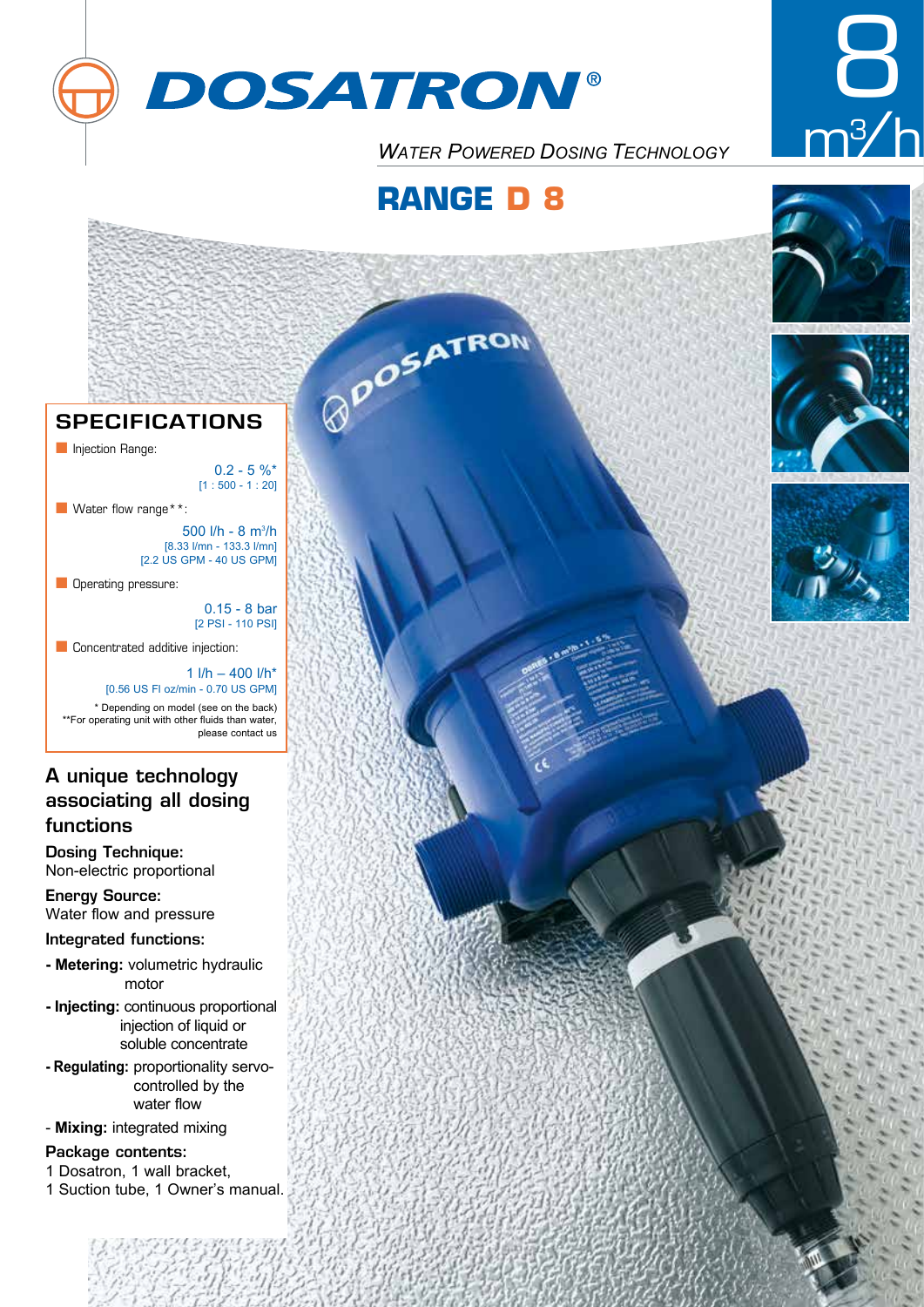# DOSATRON®

*Water Powered Dosing Technology*

8 $m^3/h$

## RANGE D 8

### SPECIFICATIONS

- Injection Range:

  0.2 - 5 %*
  [1 : 500 - 1 : 20]

- Water flow range**:

  500 l/h - 8 $m^3/h$
  [8.33 l/mn - 133.3 l/mn]
  [2.2 US GPM - 40 US GPM]

- Operating pressure:

  0.15 - 8 bar
  [2 PSI - 110 PSI]

- Concentrated additive injection:

  1 l/h – 400 l/h*
  [0.56 US Fl oz/min - 0.70 US GPM]

\* Depending on model (see on the back)
**For operating unit with other fluids than water, please contact us

### A unique technology associating all dosing functions

**Dosing Technique:**
Non-electric proportional

**Energy Source:**
Water flow and pressure

**Integrated functions:**

- **Metering:** volumetric hydraulic motor
- **Injecting:** continuous proportional injection of liquid or soluble concentrate
- **Regulating:** proportionality servo-controlled by the water flow
- **Mixing:** integrated mixing

**Package contents:**
1 Dosatron, 1 wall bracket,
1 Suction tube, 1 Owner's manual.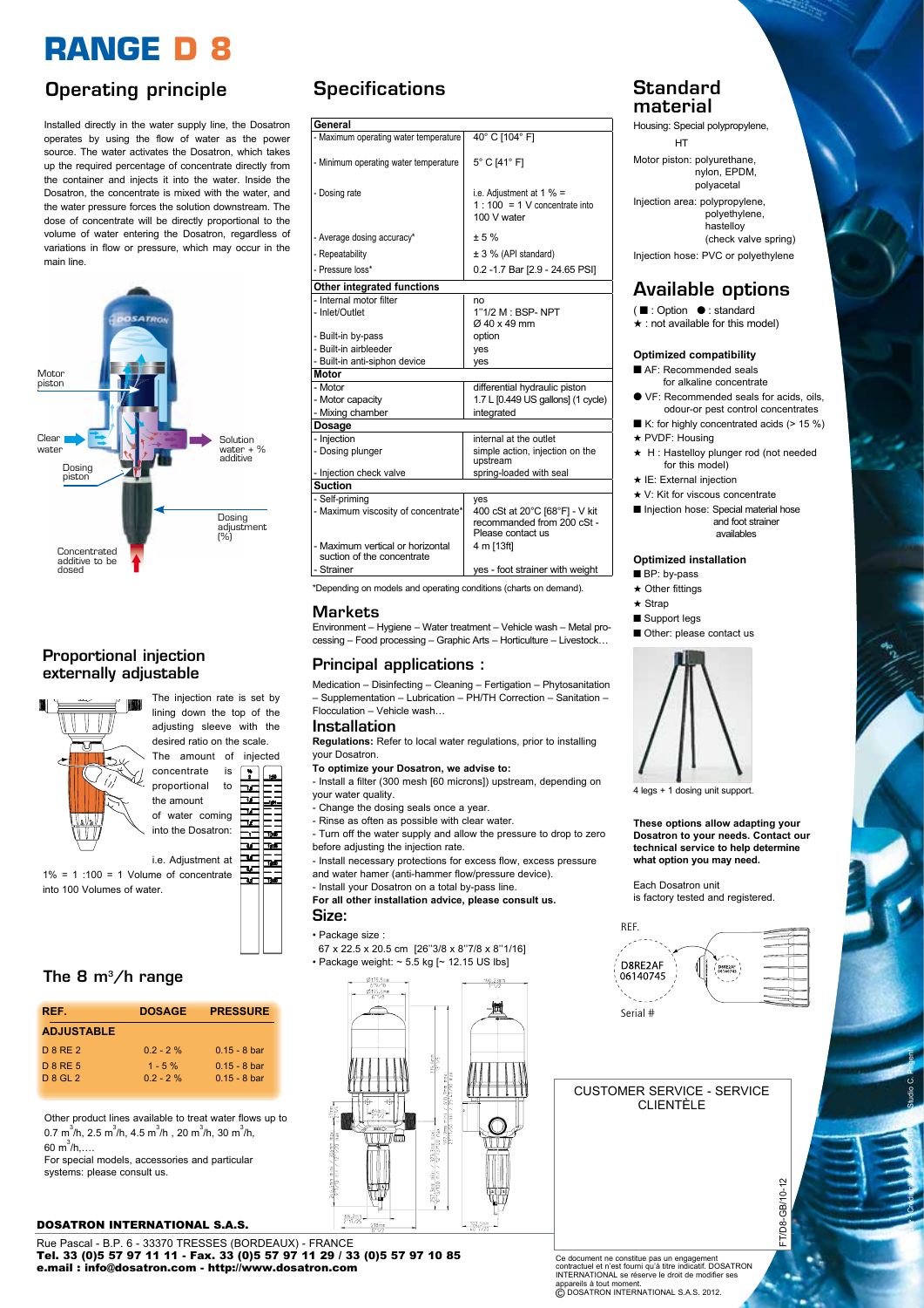# RANGE D 8

## Operating principle

Installed directly in the water supply line, the Dosatron operates by using the flow of water as the power source. The water activates the Dosatron, which takes up the required percentage of concentrate directly from the container and injects it into the water. Inside the Dosatron, the concentrate is mixed with the water, and the water pressure forces the solution downstream. The dose of concentrate will be directly proportional to the volume of water entering the Dosatron, regardless of variations in flow or pressure, which may occur in the main line.

Motor piston

Clear water

Dosing piston

Solution water + % additive

Dosing adjustment (%)

Concentrated additive to be dosed

## Proportional injection externally adjustable

The injection rate is set by lining down the top of the adjusting sleeve with the desired ratio on the scale. The amount of injected concentrate is proportional to the amount of water coming into the Dosatron:

i.e. Adjustment at 1% = 1 :100 = 1 Volume of concentrate into 100 Volumes of water.

## The 8 m³/h range

| REF. | DOSAGE | PRESSURE |
|---|---|---|
| **ADJUSTABLE** | | |
| D 8 RE 2 | 0.2 - 2 % | 0.15 - 8 bar |
| D 8 RE 5 | 1 - 5 % | 0.15 - 8 bar |
| D 8 GL 2 | 0.2 - 2 % | 0.15 - 8 bar |

Other product lines available to treat water flows up to 0.7 m³/h, 2.5 m³/h, 4.5 m³/h , 20 m³/h, 30 m³/h, 60 m³/h,….
For special models, accessories and particular systems: please consult us.

## Specifications

| | |
|---|---|
| **General** | |
| - Maximum operating water temperature | 40° C [104° F] |
| - Minimum operating water temperature | 5° C [41° F] |
| - Dosing rate | i.e. Adjustment at 1 % = 1 : 100 = 1 V concentrate into 100 V water |
| - Average dosing accuracy* | ± 5 % |
| - Repeatability | ± 3 % (API standard) |
| - Pressure loss* | 0.2 -1.7 Bar [2.9 - 24.65 PSI] |
| **Other integrated functions** | |
| - Internal motor filter | no |
| - Inlet/Outlet | 1"1/2 M : BSP- NPT Ø 40 x 49 mm |
| - Built-in by-pass | option |
| - Built-in airbleeder | yes |
| - Built-in anti-siphon device | yes |
| **Motor** | |
| - Motor | differential hydraulic piston |
| - Motor capacity | 1.7 L [0.449 US gallons] (1 cycle) |
| - Mixing chamber | integrated |
| **Dosage** | |
| - Injection | internal at the outlet |
| - Dosing plunger | simple action, injection on the upstream |
| - Injection check valve | spring-loaded with seal |
| **Suction** | |
| - Self-priming | yes |
| - Maximum viscosity of concentrate* | 400 cSt at 20°C [68°F] - V kit recommanded from 200 cSt - Please contact us |
| - Maximum vertical or horizontal suction of the concentrate | 4 m [13ft] |
| - Strainer | yes - foot strainer with weight |

*Depending on models and operating conditions (charts on demand).

## Markets

Environment – Hygiene – Water treatment – Vehicle wash – Metal processing – Food processing – Graphic Arts – Horticulture – Livestock…

## Principal applications :

Medication – Disinfecting – Cleaning – Fertigation – Phytosanitation – Supplementation – Lubrication – PH/TH Correction – Sanitation – Flocculation – Vehicle wash…

## Installation

**Regulations:** Refer to local water regulations, prior to installing your Dosatron.

**To optimize your Dosatron, we advise to:**

- Install a filter (300 mesh [60 microns]) upstream, depending on your water quality.
- Change the dosing seals once a year.
- Rinse as often as possible with clear water.
- Turn off the water supply and allow the pressure to drop to zero before adjusting the injection rate.
- Install necessary protections for excess flow, excess pressure and water hamer (anti-hammer flow/pressure device).
- Install your Dosatron on a total by-pass line.

**For all other installation advice, please consult us.**

## Size:

- Package size : 67 x 22.5 x 20.5 cm [26"3/8 x 8"7/8 x 8"1/16]
- Package weight: ~ 5.5 kg [~ 12.15 US lbs]

## Standard material

Housing: Special polypropylene, HT

Motor piston: polyurethane, nylon, EPDM, polyacetal

Injection area: polypropylene, polyethylene, hastelloy (check valve spring)

Injection hose: PVC or polyethylene

## Available options

( ■ : Option ● : standard
★ : not available for this model)

### Optimized compatibility

- ■ AF: Recommended seals for alkaline concentrate
- ● VF: Recommended seals for acids, oils, odour-or pest control concentrates
- ■ K: for highly concentrated acids (> 15 %)
- ★ PVDF: Housing
- ★ H : Hastelloy plunger rod (not needed for this model)
- ★ IE: External injection
- ★ V: Kit for viscous concentrate
- ■ Injection hose: Special material hose and foot strainer availables

### Optimized installation

- ■ BP: by-pass
- ★ Other fittings
- ★ Strap
- ■ Support legs
- ■ Other: please contact us

4 legs + 1 dosing unit support.

**These options allow adapting your Dosatron to your needs. Contact our technical service to help determine what option you may need.**

Each Dosatron unit is factory tested and registered.

REF.
D8RE2AF
06140745
Serial #

CUSTOMER SERVICE - SERVICE CLIENTÈLE

FT/D8-GB/10-12

**DOSATRON INTERNATIONAL S.A.S.**
Rue Pascal - B.P. 6 - 33370 TRESSES (BORDEAUX) - FRANCE
**Tel. 33 (0)5 57 97 11 11 - Fax. 33 (0)5 57 97 11 29 / 33 (0)5 57 97 10 85**
**e.mail : info@dosatron.com - http://www.dosatron.com**

Ce document ne constitue pas un engagement contractuel et n'est fourni qu'à titre indicatif. DOSATRON INTERNATIONAL se réserve le droit de modifier ses appareils à tout moment.
© DOSATRON INTERNATIONAL S.A.S. 2012.